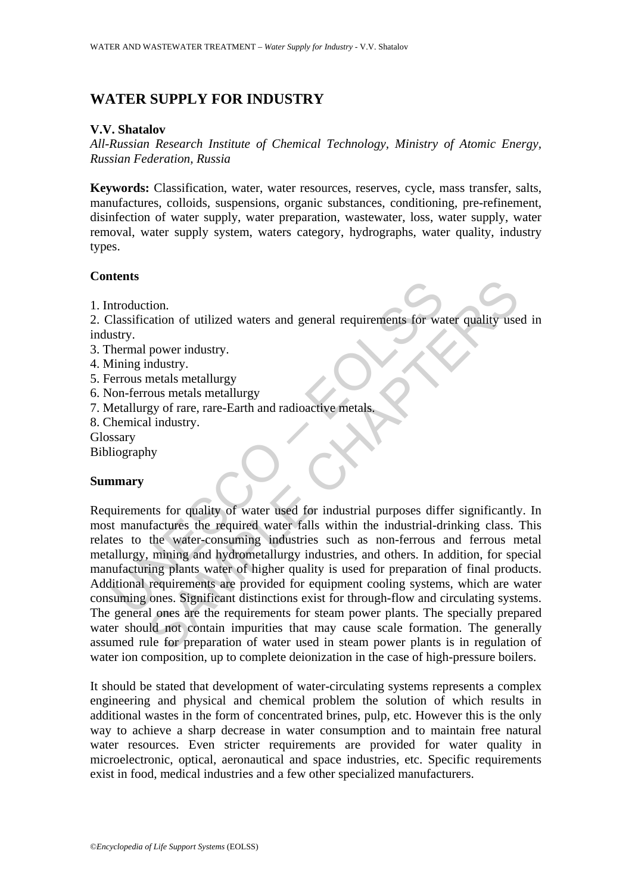# WATER SUPPLY FOR INDUSTRY

**V.V. Shatalov**

*All-Russian Research Institute of Chemical Technology, Ministry of Atomic Energy, Russian Federation, Russia*

**Keywords:** Classification, water, water resources, reserves, cycle, mass transfer, salts, manufactures, colloids, suspensions, organic substances, conditioning, pre-refinement, disinfection of water supply, water preparation, wastewater, loss, water supply, water removal, water supply system, waters category, hydrographs, water quality, industry types.

## Contents

1. Introduction.
2. Classification of utilized waters and general requirements for water quality used in industry.
3. Thermal power industry.
4. Mining industry.
5. Ferrous metals metallurgy
6. Non-ferrous metals metallurgy
7. Metallurgy of rare, rare-Earth and radioactive metals.
8. Chemical industry.

Glossary
Bibliography

## Summary

Requirements for quality of water used for industrial purposes differ significantly. In most manufactures the required water falls within the industrial-drinking class. This relates to the water-consuming industries such as non-ferrous and ferrous metal metallurgy, mining and hydrometallurgy industries, and others. In addition, for special manufacturing plants water of higher quality is used for preparation of final products. Additional requirements are provided for equipment cooling systems, which are water consuming ones. Significant distinctions exist for through-flow and circulating systems. The general ones are the requirements for steam power plants. The specially prepared water should not contain impurities that may cause scale formation. The generally assumed rule for preparation of water used in steam power plants is in regulation of water ion composition, up to complete deionization in the case of high-pressure boilers.

It should be stated that development of water-circulating systems represents a complex engineering and physical and chemical problem the solution of which results in additional wastes in the form of concentrated brines, pulp, etc. However this is the only way to achieve a sharp decrease in water consumption and to maintain free natural water resources. Even stricter requirements are provided for water quality in microelectronic, optical, aeronautical and space industries, etc. Specific requirements exist in food, medical industries and a few other specialized manufacturers.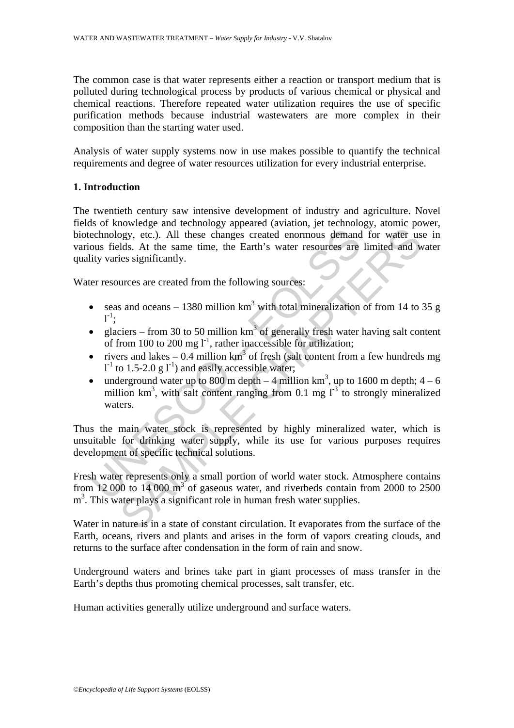The common case is that water represents either a reaction or transport medium that is polluted during technological process by products of various chemical or physical and chemical reactions. Therefore repeated water utilization requires the use of specific purification methods because industrial wastewaters are more complex in their composition than the starting water used.

Analysis of water supply systems now in use makes possible to quantify the technical requirements and degree of water resources utilization for every industrial enterprise.

## 1. Introduction

The twentieth century saw intensive development of industry and agriculture. Novel fields of knowledge and technology appeared (aviation, jet technology, atomic power, biotechnology, etc.). All these changes created enormous demand for water use in various fields. At the same time, the Earth's water resources are limited and water quality varies significantly.

Water resources are created from the following sources:

- seas and oceans – 1380 million km$^3$ with total mineralization of from 14 to 35 g l$^{-1}$;
- glaciers – from 30 to 50 million km$^3$ of generally fresh water having salt content of from 100 to 200 mg l$^{-1}$, rather inaccessible for utilization;
- rivers and lakes – 0.4 million km$^3$ of fresh (salt content from a few hundreds mg l$^{-1}$ to 1.5-2.0 g l$^{-1}$) and easily accessible water;
- underground water up to 800 m depth – 4 million km$^3$, up to 1600 m depth; 4 – 6 million km$^3$, with salt content ranging from 0.1 mg l$^{-3}$ to strongly mineralized waters.

Thus the main water stock is represented by highly mineralized water, which is unsuitable for drinking water supply, while its use for various purposes requires development of specific technical solutions.

Fresh water represents only a small portion of world water stock. Atmosphere contains from 12 000 to 14 000 m$^3$ of gaseous water, and riverbeds contain from 2000 to 2500 m$^3$. This water plays a significant role in human fresh water supplies.

Water in nature is in a state of constant circulation. It evaporates from the surface of the Earth, oceans, rivers and plants and arises in the form of vapors creating clouds, and returns to the surface after condensation in the form of rain and snow.

Underground waters and brines take part in giant processes of mass transfer in the Earth's depths thus promoting chemical processes, salt transfer, etc.

Human activities generally utilize underground and surface waters.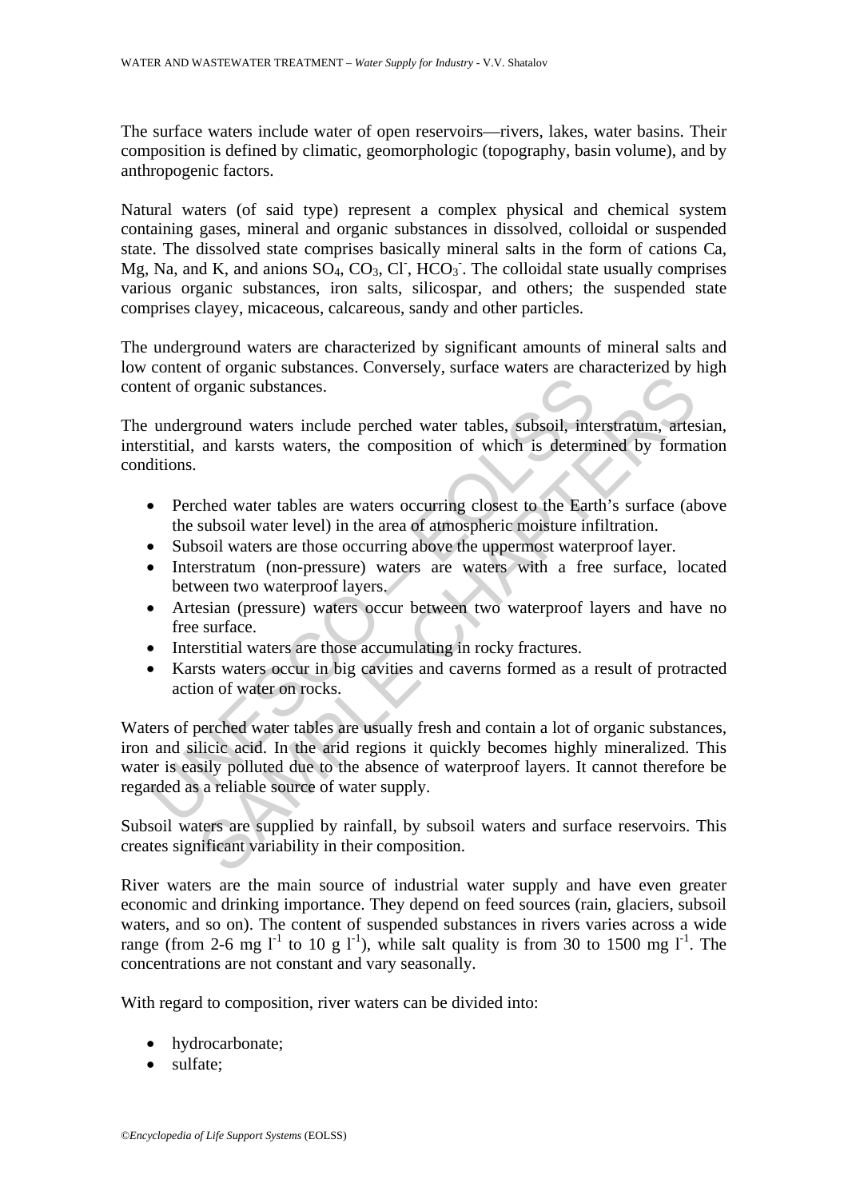The surface waters include water of open reservoirs—rivers, lakes, water basins. Their composition is defined by climatic, geomorphologic (topography, basin volume), and by anthropogenic factors.

Natural waters (of said type) represent a complex physical and chemical system containing gases, mineral and organic substances in dissolved, colloidal or suspended state. The dissolved state comprises basically mineral salts in the form of cations Ca, Mg, Na, and K, and anions $SO_4$, $CO_3$, $Cl^-$, $HCO_3^-$. The colloidal state usually comprises various organic substances, iron salts, silicospar, and others; the suspended state comprises clayey, micaceous, calcareous, sandy and other particles.

The underground waters are characterized by significant amounts of mineral salts and low content of organic substances. Conversely, surface waters are characterized by high content of organic substances.

The underground waters include perched water tables, subsoil, interstratum, artesian, interstitial, and karsts waters, the composition of which is determined by formation conditions.

- Perched water tables are waters occurring closest to the Earth's surface (above the subsoil water level) in the area of atmospheric moisture infiltration.
- Subsoil waters are those occurring above the uppermost waterproof layer.
- Interstratum (non-pressure) waters are waters with a free surface, located between two waterproof layers.
- Artesian (pressure) waters occur between two waterproof layers and have no free surface.
- Interstitial waters are those accumulating in rocky fractures.
- Karsts waters occur in big cavities and caverns formed as a result of protracted action of water on rocks.

Waters of perched water tables are usually fresh and contain a lot of organic substances, iron and silicic acid. In the arid regions it quickly becomes highly mineralized. This water is easily polluted due to the absence of waterproof layers. It cannot therefore be regarded as a reliable source of water supply.

Subsoil waters are supplied by rainfall, by subsoil waters and surface reservoirs. This creates significant variability in their composition.

River waters are the main source of industrial water supply and have even greater economic and drinking importance. They depend on feed sources (rain, glaciers, subsoil waters, and so on). The content of suspended substances in rivers varies across a wide range (from 2-6 mg $l^{-1}$ to 10 g $l^{-1}$), while salt quality is from 30 to 1500 mg $l^{-1}$. The concentrations are not constant and vary seasonally.

With regard to composition, river waters can be divided into:

- hydrocarbonate;
- sulfate;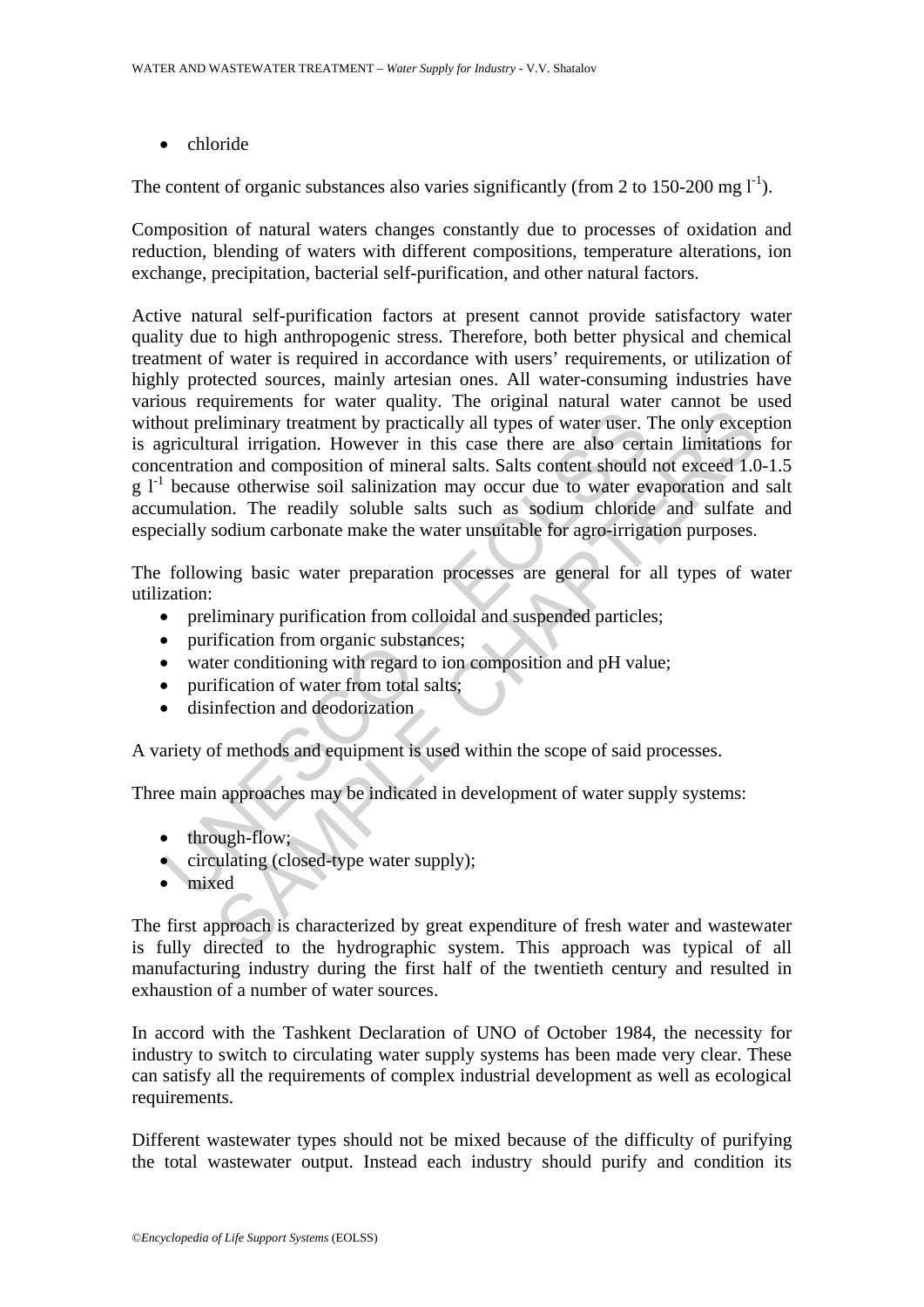- chloride

The content of organic substances also varies significantly (from 2 to 150-200 mg $l^{-1}$).

Composition of natural waters changes constantly due to processes of oxidation and reduction, blending of waters with different compositions, temperature alterations, ion exchange, precipitation, bacterial self-purification, and other natural factors.

Active natural self-purification factors at present cannot provide satisfactory water quality due to high anthropogenic stress. Therefore, both better physical and chemical treatment of water is required in accordance with users' requirements, or utilization of highly protected sources, mainly artesian ones. All water-consuming industries have various requirements for water quality. The original natural water cannot be used without preliminary treatment by practically all types of water user. The only exception is agricultural irrigation. However in this case there are also certain limitations for concentration and composition of mineral salts. Salts content should not exceed 1.0-1.5 g $l^{-1}$ because otherwise soil salinization may occur due to water evaporation and salt accumulation. The readily soluble salts such as sodium chloride and sulfate and especially sodium carbonate make the water unsuitable for agro-irrigation purposes.

The following basic water preparation processes are general for all types of water utilization:

- preliminary purification from colloidal and suspended particles;
- purification from organic substances;
- water conditioning with regard to ion composition and pH value;
- purification of water from total salts;
- disinfection and deodorization

A variety of methods and equipment is used within the scope of said processes.

Three main approaches may be indicated in development of water supply systems:

- through-flow;
- circulating (closed-type water supply);
- mixed

The first approach is characterized by great expenditure of fresh water and wastewater is fully directed to the hydrographic system. This approach was typical of all manufacturing industry during the first half of the twentieth century and resulted in exhaustion of a number of water sources.

In accord with the Tashkent Declaration of UNO of October 1984, the necessity for industry to switch to circulating water supply systems has been made very clear. These can satisfy all the requirements of complex industrial development as well as ecological requirements.

Different wastewater types should not be mixed because of the difficulty of purifying the total wastewater output. Instead each industry should purify and condition its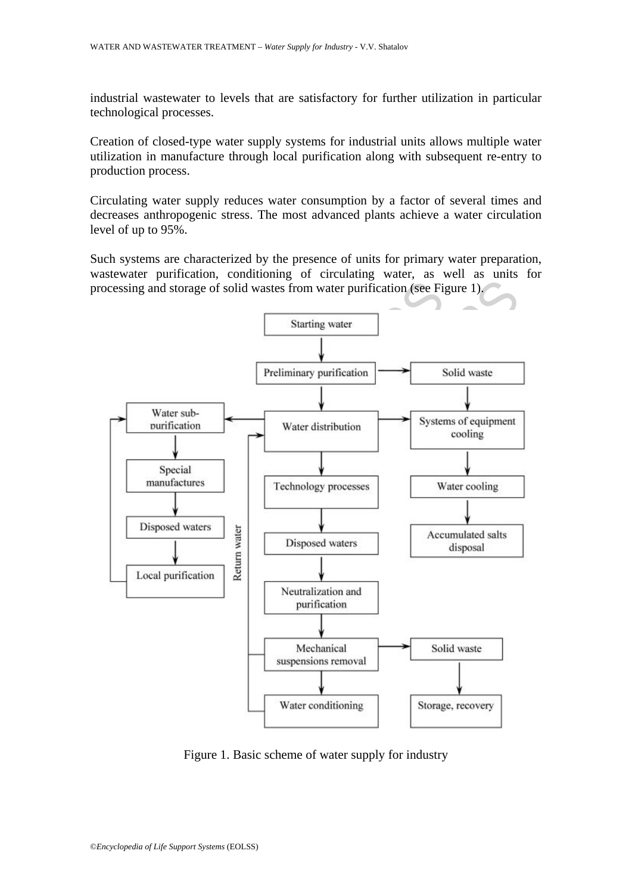industrial wastewater to levels that are satisfactory for further utilization in particular technological processes.

Creation of closed-type water supply systems for industrial units allows multiple water utilization in manufacture through local purification along with subsequent re-entry to production process.

Circulating water supply reduces water consumption by a factor of several times and decreases anthropogenic stress. The most advanced plants achieve a water circulation level of up to 95%.

Such systems are characterized by the presence of units for primary water preparation, wastewater purification, conditioning of circulating water, as well as units for processing and storage of solid wastes from water purification (see Figure 1).

Figure 1. Basic scheme of water supply for industry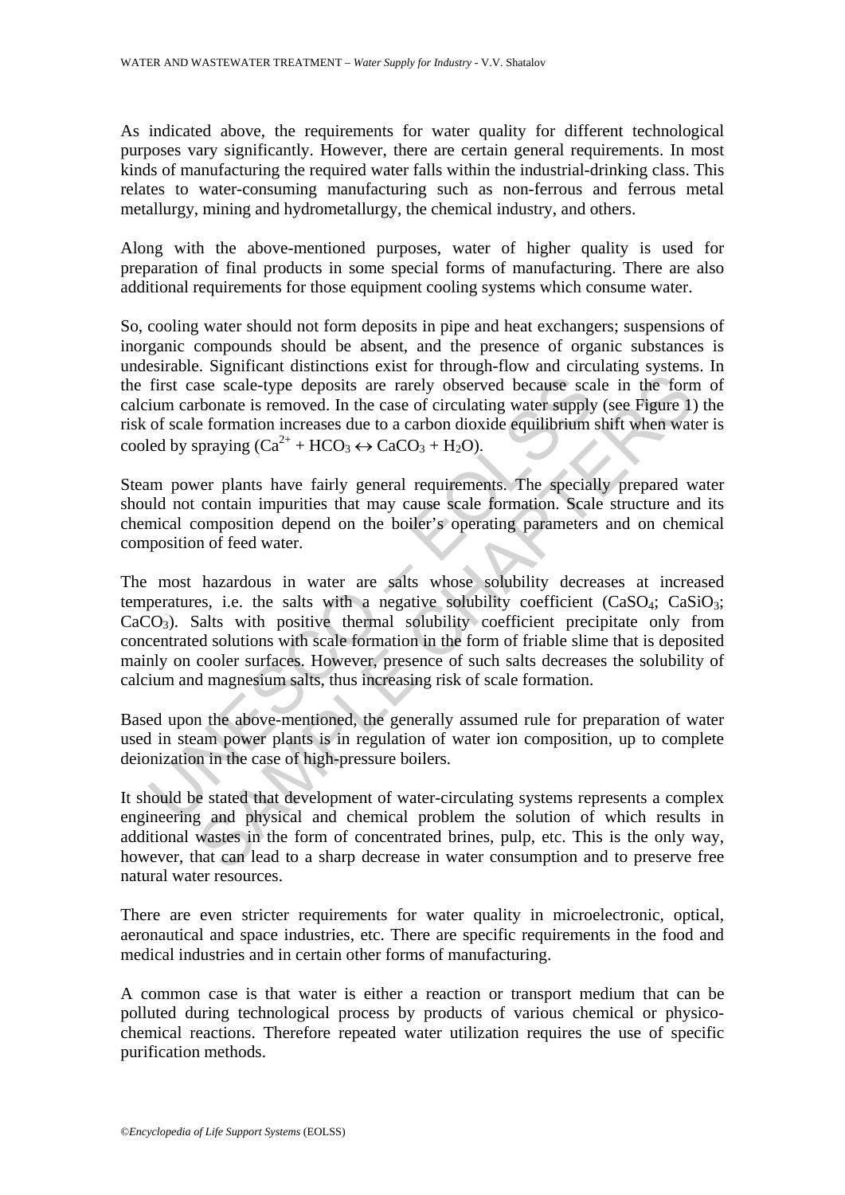As indicated above, the requirements for water quality for different technological purposes vary significantly. However, there are certain general requirements. In most kinds of manufacturing the required water falls within the industrial-drinking class. This relates to water-consuming manufacturing such as non-ferrous and ferrous metal metallurgy, mining and hydrometallurgy, the chemical industry, and others.

Along with the above-mentioned purposes, water of higher quality is used for preparation of final products in some special forms of manufacturing. There are also additional requirements for those equipment cooling systems which consume water.

So, cooling water should not form deposits in pipe and heat exchangers; suspensions of inorganic compounds should be absent, and the presence of organic substances is undesirable. Significant distinctions exist for through-flow and circulating systems. In the first case scale-type deposits are rarely observed because scale in the form of calcium carbonate is removed. In the case of circulating water supply (see Figure 1) the risk of scale formation increases due to a carbon dioxide equilibrium shift when water is cooled by spraying ($Ca^{2+} + HCO_3 \leftrightarrow CaCO_3 + H_2O$).

Steam power plants have fairly general requirements. The specially prepared water should not contain impurities that may cause scale formation. Scale structure and its chemical composition depend on the boiler's operating parameters and on chemical composition of feed water.

The most hazardous in water are salts whose solubility decreases at increased temperatures, i.e. the salts with a negative solubility coefficient ($CaSO_4$; $CaSiO_3$; $CaCO_3$). Salts with positive thermal solubility coefficient precipitate only from concentrated solutions with scale formation in the form of friable slime that is deposited mainly on cooler surfaces. However, presence of such salts decreases the solubility of calcium and magnesium salts, thus increasing risk of scale formation.

Based upon the above-mentioned, the generally assumed rule for preparation of water used in steam power plants is in regulation of water ion composition, up to complete deionization in the case of high-pressure boilers.

It should be stated that development of water-circulating systems represents a complex engineering and physical and chemical problem the solution of which results in additional wastes in the form of concentrated brines, pulp, etc. This is the only way, however, that can lead to a sharp decrease in water consumption and to preserve free natural water resources.

There are even stricter requirements for water quality in microelectronic, optical, aeronautical and space industries, etc. There are specific requirements in the food and medical industries and in certain other forms of manufacturing.

A common case is that water is either a reaction or transport medium that can be polluted during technological process by products of various chemical or physico-chemical reactions. Therefore repeated water utilization requires the use of specific purification methods.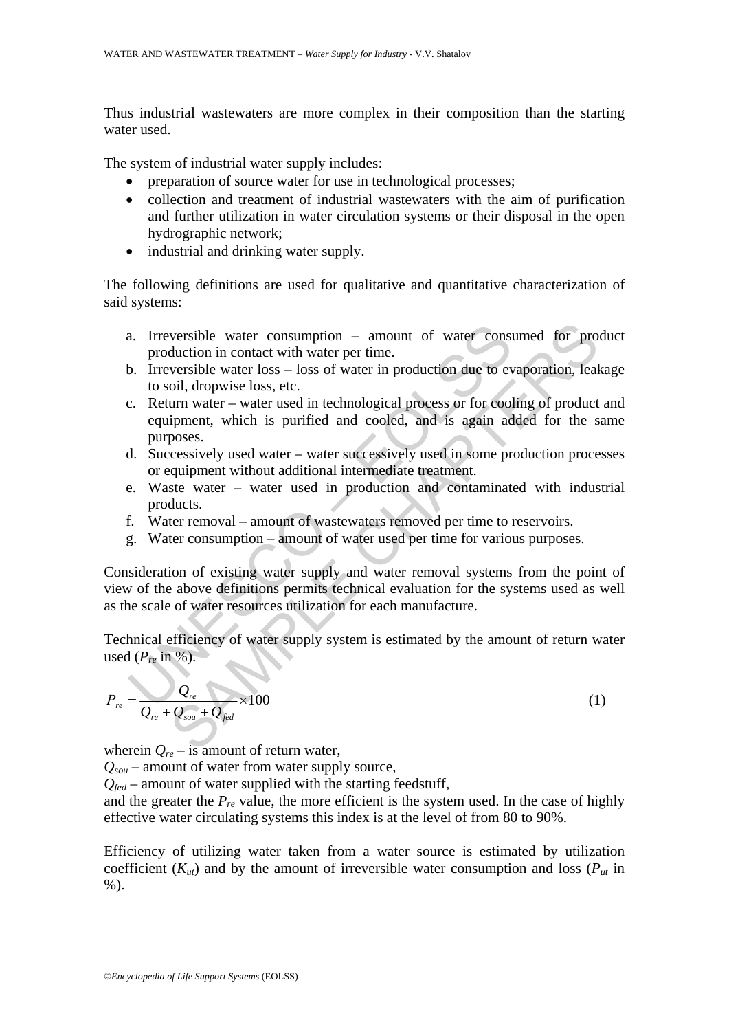Thus industrial wastewaters are more complex in their composition than the starting water used.

The system of industrial water supply includes:

- preparation of source water for use in technological processes;
- collection and treatment of industrial wastewaters with the aim of purification and further utilization in water circulation systems or their disposal in the open hydrographic network;
- industrial and drinking water supply.

The following definitions are used for qualitative and quantitative characterization of said systems:

a. Irreversible water consumption – amount of water consumed for product production in contact with water per time.
b. Irreversible water loss – loss of water in production due to evaporation, leakage to soil, dropwise loss, etc.
c. Return water – water used in technological process or for cooling of product and equipment, which is purified and cooled, and is again added for the same purposes.
d. Successively used water – water successively used in some production processes or equipment without additional intermediate treatment.
e. Waste water – water used in production and contaminated with industrial products.
f. Water removal – amount of wastewaters removed per time to reservoirs.
g. Water consumption – amount of water used per time for various purposes.

Consideration of existing water supply and water removal systems from the point of view of the above definitions permits technical evaluation for the systems used as well as the scale of water resources utilization for each manufacture.

Technical efficiency of water supply system is estimated by the amount of return water used ($P_{re}$ in %).

$$P_{re} = \frac{Q_{re}}{Q_{re} + Q_{sou} + Q_{fed}} \times 100 \qquad (1)$$

wherein $Q_{re}$ – is amount of return water,
$Q_{sou}$ – amount of water from water supply source,
$Q_{fed}$ – amount of water supplied with the starting feedstuff,
and the greater the $P_{re}$ value, the more efficient is the system used. In the case of highly effective water circulating systems this index is at the level of from 80 to 90%.

Efficiency of utilizing water taken from a water source is estimated by utilization coefficient ($K_{ut}$) and by the amount of irreversible water consumption and loss ($P_{ut}$ in %).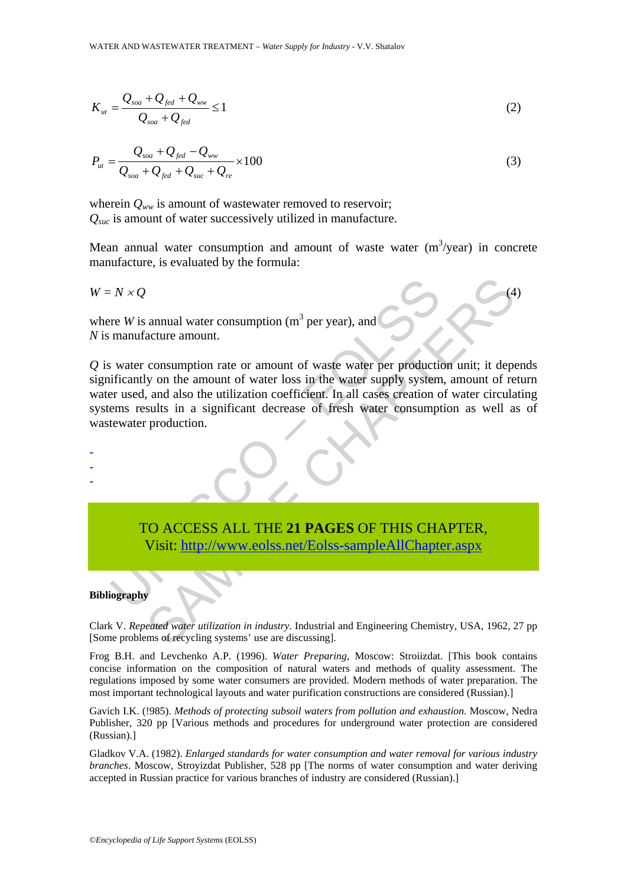$$K_{ut} = \frac{Q_{soa} + Q_{fed} + Q_{ww}}{Q_{soa} + Q_{fed}} \leq 1 \tag{2}$$

$$P_{ut} = \frac{Q_{soa} + Q_{fed} - Q_{ww}}{Q_{soa} + Q_{fed} + Q_{suc} + Q_{re}} \times 100 \tag{3}$$

wherein $Q_{ww}$ is amount of wastewater removed to reservoir;
$Q_{suc}$ is amount of water successively utilized in manufacture.

Mean annual water consumption and amount of waste water ($m^3$/year) in concrete manufacture, is evaluated by the formula:

$$W = N \times Q \tag{4}$$

where $W$ is annual water consumption ($m^3$ per year), and
$N$ is manufacture amount.

$Q$ is water consumption rate or amount of waste water per production unit; it depends significantly on the amount of water loss in the water supply system, amount of return water used, and also the utilization coefficient. In all cases creation of water circulating systems results in a significant decrease of fresh water consumption as well as of wastewater production.

-
-
-

TO ACCESS ALL THE **21 PAGES** OF THIS CHAPTER,
Visit: http://www.eolss.net/Eolss-sampleAllChapter.aspx

**Bibliography**

Clark V. *Repeated water utilization in industry*. Industrial and Engineering Chemistry, USA, 1962, 27 pp [Some problems of recycling systems' use are discussing].

Frog B.H. and Levchenko A.P. (1996). *Water Preparing*, Moscow: Stroiizdat. [This book contains concise information on the composition of natural waters and methods of quality assessment. The regulations imposed by some water consumers are provided. Modern methods of water preparation. The most important technological layouts and water purification constructions are considered (Russian).]

Gavich I.K. (!985). *Methods of protecting subsoil waters from pollution and exhaustion*. Moscow, Nedra Publisher, 320 pp [Various methods and procedures for underground water protection are considered (Russian).]

Gladkov V.A. (1982). *Enlarged standards for water consumption and water removal for various industry branches*. Moscow, Stroyizdat Publisher, 528 pp [The norms of water consumption and water deriving accepted in Russian practice for various branches of industry are considered (Russian).]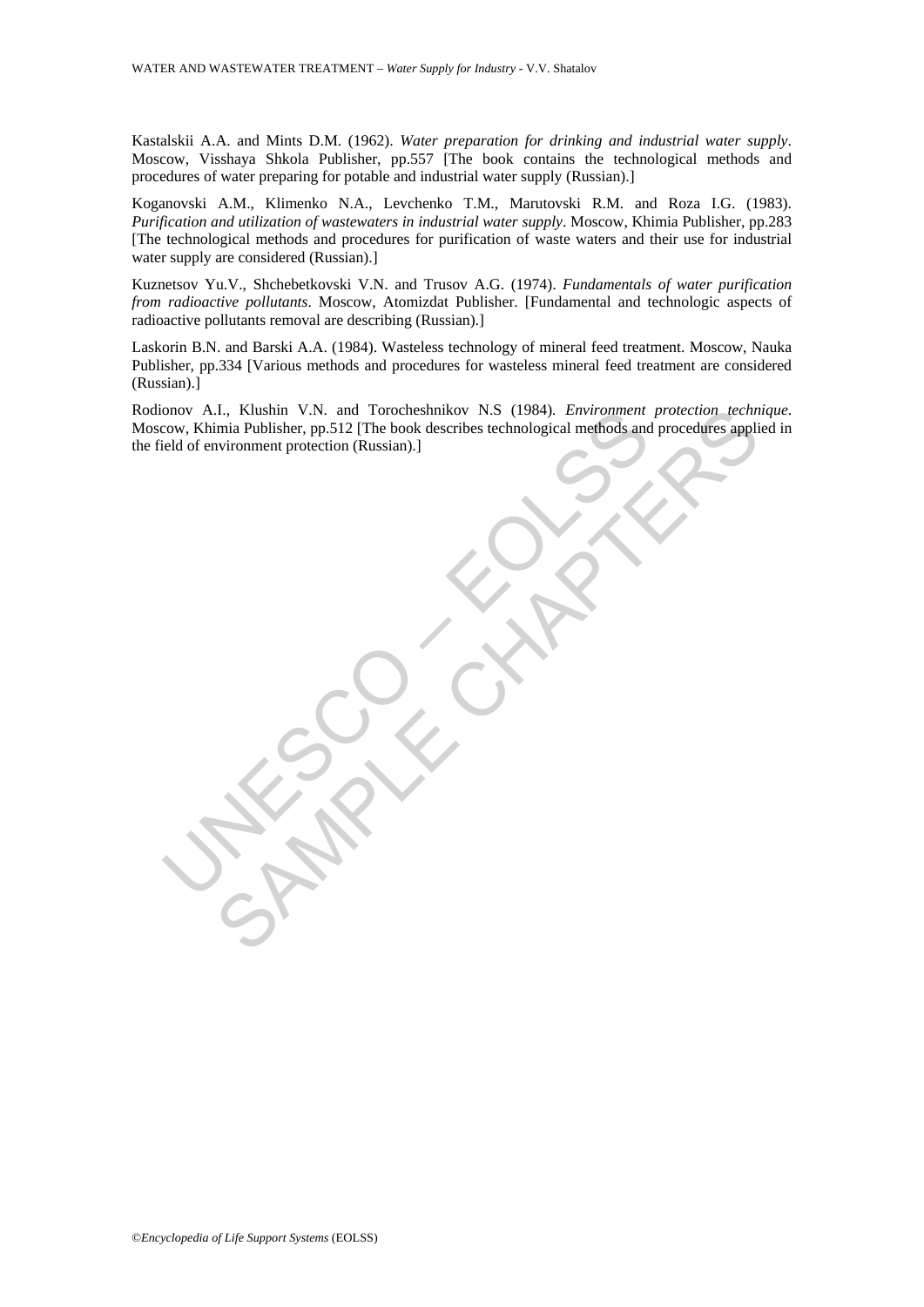Kastalskii A.A. and Mints D.M. (1962). *Water preparation for drinking and industrial water supply*. Moscow, Visshaya Shkola Publisher, pp.557 [The book contains the technological methods and procedures of water preparing for potable and industrial water supply (Russian).]

Koganovski A.M., Klimenko N.A., Levchenko T.M., Marutovski R.M. and Roza I.G. (1983). *Purification and utilization of wastewaters in industrial water supply*. Moscow, Khimia Publisher, pp.283 [The technological methods and procedures for purification of waste waters and their use for industrial water supply are considered (Russian).]

Kuznetsov Yu.V., Shchebetkovski V.N. and Trusov A.G. (1974). *Fundamentals of water purification from radioactive pollutants*. Moscow, Atomizdat Publisher. [Fundamental and technologic aspects of radioactive pollutants removal are describing (Russian).]

Laskorin B.N. and Barski A.A. (1984). Wasteless technology of mineral feed treatment. Moscow, Nauka Publisher, pp.334 [Various methods and procedures for wasteless mineral feed treatment are considered (Russian).]

Rodionov A.I., Klushin V.N. and Torocheshnikov N.S (1984). *Environment protection technique*. Moscow, Khimia Publisher, pp.512 [The book describes technological methods and procedures applied in the field of environment protection (Russian).]